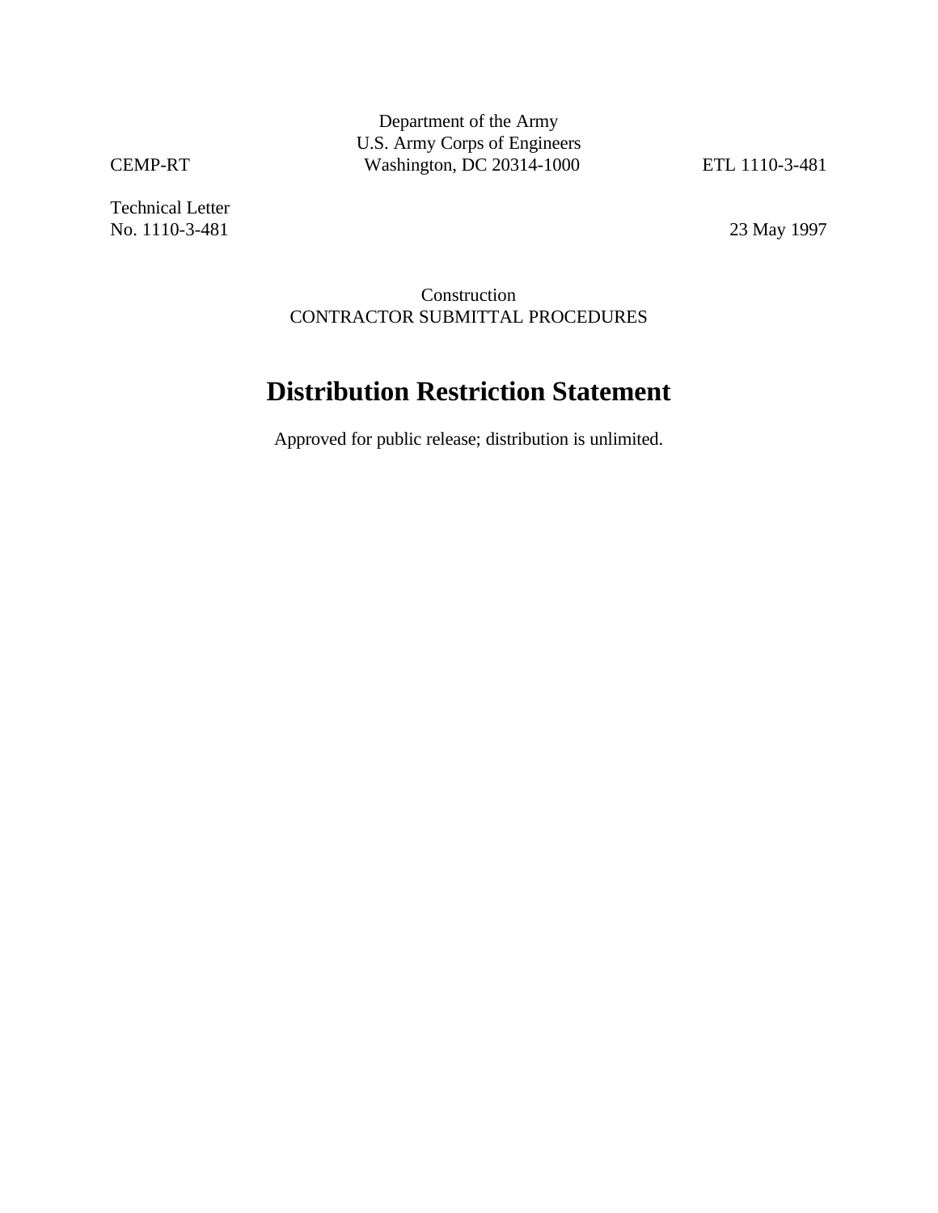Department of the Army
U.S. Army Corps of Engineers

CEMP-RT | Washington, DC 20314-1000 | ETL 1110-3-481

Technical Letter
No. 1110-3-481 | 23 May 1997

Construction
CONTRACTOR SUBMITTAL PROCEDURES

# Distribution Restriction Statement

Approved for public release; distribution is unlimited.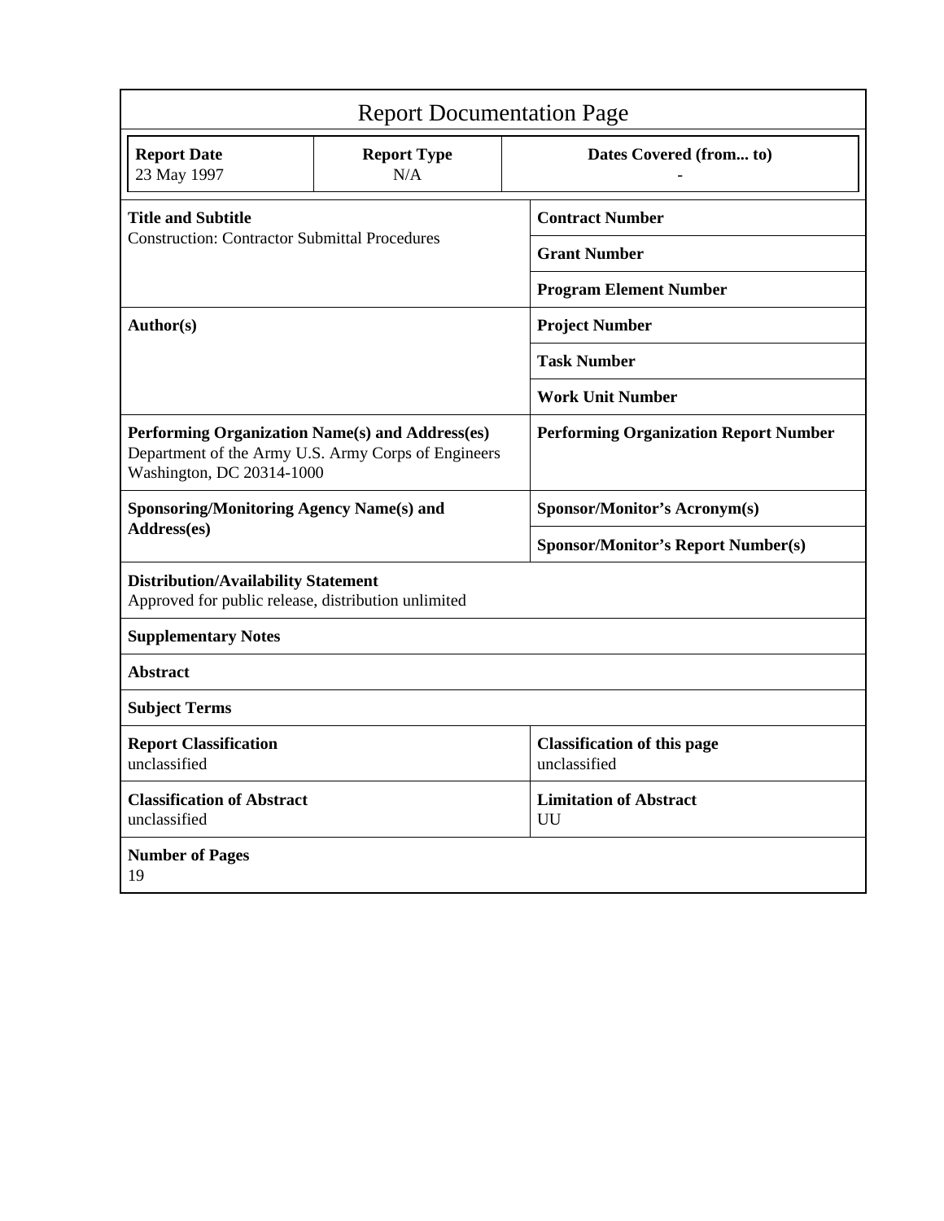# Report Documentation Page

| Report Date | Report Type | Dates Covered (from... to) |
|---|---|---|
| 23 May 1997 | N/A | - |

| | |
|---|---|
| **Title and Subtitle**<br>Construction: Contractor Submittal Procedures | **Contract Number** |
| | **Grant Number** |
| | **Program Element Number** |
| **Author(s)** | **Project Number** |
| | **Task Number** |
| | **Work Unit Number** |
| **Performing Organization Name(s) and Address(es)**<br>Department of the Army U.S. Army Corps of Engineers Washington, DC 20314-1000 | **Performing Organization Report Number** |
| **Sponsoring/Monitoring Agency Name(s) and Address(es)** | **Sponsor/Monitor's Acronym(s)** |
| | **Sponsor/Monitor's Report Number(s)** |
| **Distribution/Availability Statement**<br>Approved for public release, distribution unlimited | |
| **Supplementary Notes** | |
| **Abstract** | |
| **Subject Terms** | |
| **Report Classification**<br>unclassified | **Classification of this page**<br>unclassified |
| **Classification of Abstract**<br>unclassified | **Limitation of Abstract**<br>UU |
| **Number of Pages**<br>19 | |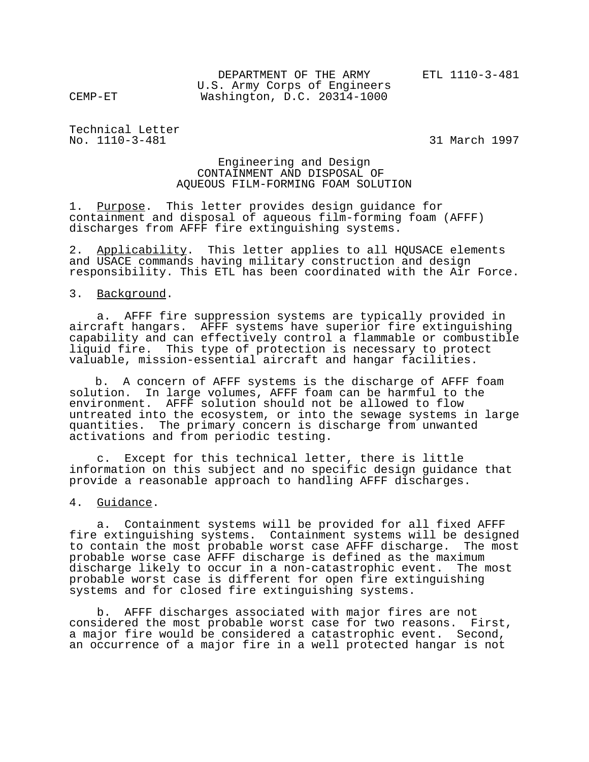DEPARTMENT OF THE ARMY
U.S. Army Corps of Engineers
Washington, D.C. 20314-1000

CEMP-ET

ETL 1110-3-481

Technical Letter
No. 1110-3-481

31 March 1997

Engineering and Design
CONTAINMENT AND DISPOSAL OF
AQUEOUS FILM-FORMING FOAM SOLUTION

1. Purpose. This letter provides design guidance for containment and disposal of aqueous film-forming foam (AFFF) discharges from AFFF fire extinguishing systems.

2. Applicability. This letter applies to all HQUSACE elements and USACE commands having military construction and design responsibility. This ETL has been coordinated with the Air Force.

3. Background.

a. AFFF fire suppression systems are typically provided in aircraft hangars. AFFF systems have superior fire extinguishing capability and can effectively control a flammable or combustible liquid fire. This type of protection is necessary to protect valuable, mission-essential aircraft and hangar facilities.

b. A concern of AFFF systems is the discharge of AFFF foam solution. In large volumes, AFFF foam can be harmful to the environment. AFFF solution should not be allowed to flow untreated into the ecosystem, or into the sewage systems in large quantities. The primary concern is discharge from unwanted activations and from periodic testing.

c. Except for this technical letter, there is little information on this subject and no specific design guidance that provide a reasonable approach to handling AFFF discharges.

4. Guidance.

a. Containment systems will be provided for all fixed AFFF fire extinguishing systems. Containment systems will be designed to contain the most probable worst case AFFF discharge. The most probable worse case AFFF discharge is defined as the maximum discharge likely to occur in a non-catastrophic event. The most probable worst case is different for open fire extinguishing systems and for closed fire extinguishing systems.

b. AFFF discharges associated with major fires are not considered the most probable worst case for two reasons. First, a major fire would be considered a catastrophic event. Second, an occurrence of a major fire in a well protected hangar is not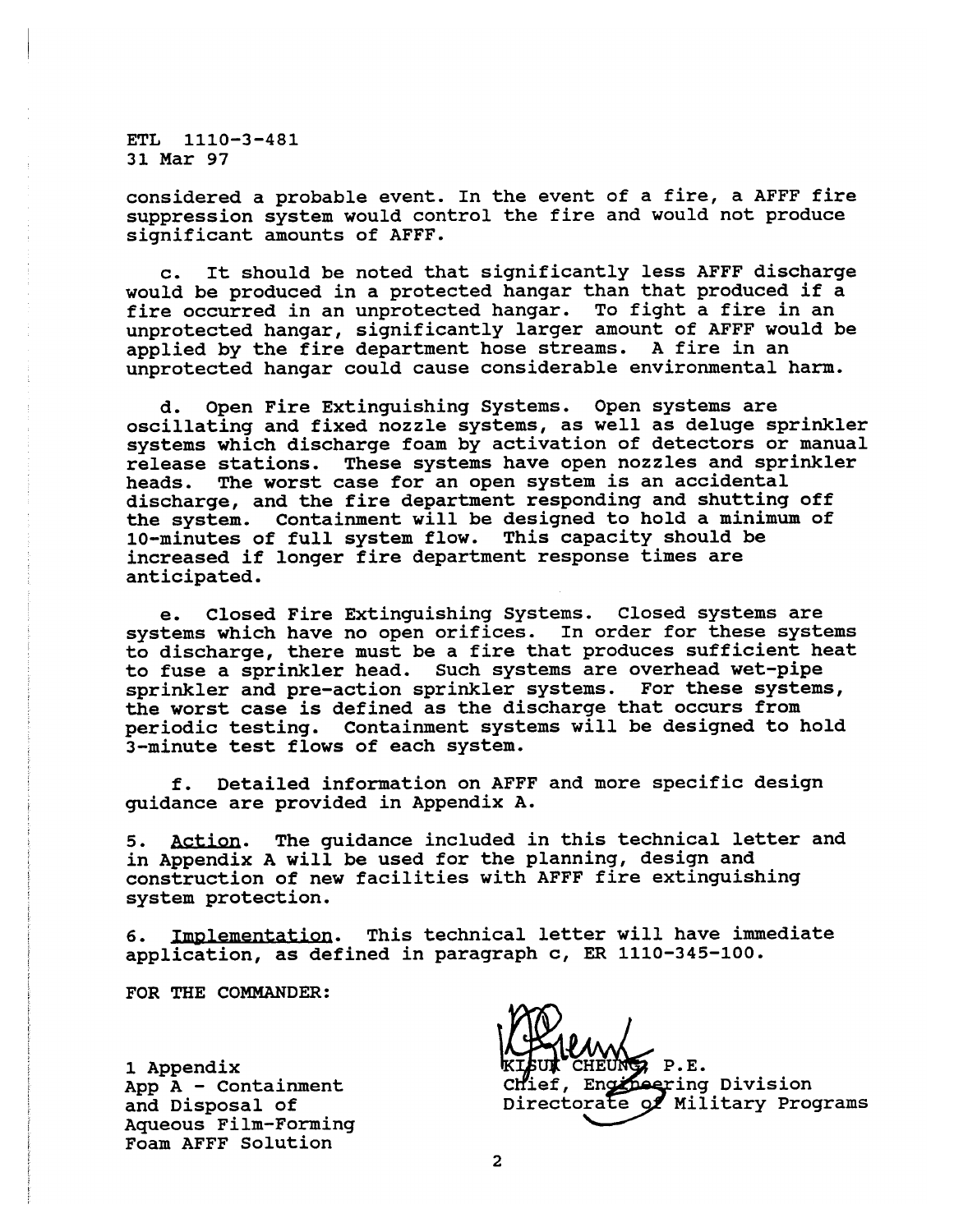considered a probable event. In the event of a fire, a AFFF fire suppression system would control the fire and would not produce significant amounts of AFFF.

c. It should be noted that significantly less AFFF discharge would be produced in a protected hangar than that produced if a fire occurred in an unprotected hangar. To fight a fire in an unprotected hangar, significantly larger amount of AFFF would be applied by the fire department hose streams. A fire in an unprotected hangar could cause considerable environmental harm.

d. Open Fire Extinguishing Systems. Open systems are oscillating and fixed nozzle systems, as well as deluge sprinkler systems which discharge foam by activation of detectors or manual release stations. These systems have open nozzles and sprinkler heads. The worst case for an open system is an accidental discharge, and the fire department responding and shutting off the system. Containment will be designed to hold a minimum of 10-minutes of full system flow. This capacity should be increased if longer fire department response times are anticipated.

e. Closed Fire Extinguishing Systems. Closed systems are systems which have no open orifices. In order for these systems to discharge, there must be a fire that produces sufficient heat to fuse a sprinkler head. Such systems are overhead wet-pipe sprinkler and pre-action sprinkler systems. For these systems, the worst case is defined as the discharge that occurs from periodic testing. Containment systems will be designed to hold 3-minute test flows of each system.

f. Detailed information on AFFF and more specific design guidance are provided in Appendix A.

5. Action. The guidance included in this technical letter and in Appendix A will be used for the planning, design and construction of new facilities with AFFF fire extinguishing system protection.

6. Implementation. This technical letter will have immediate application, as defined in paragraph c, ER 1110-345-100.

FOR THE COMMANDER:

1 Appendix
App A - Containment and Disposal of Aqueous Film-Forming Foam AFFF Solution

KISUK CHEUNG, P.E.
Chief, Engineering Division
Directorate of Military Programs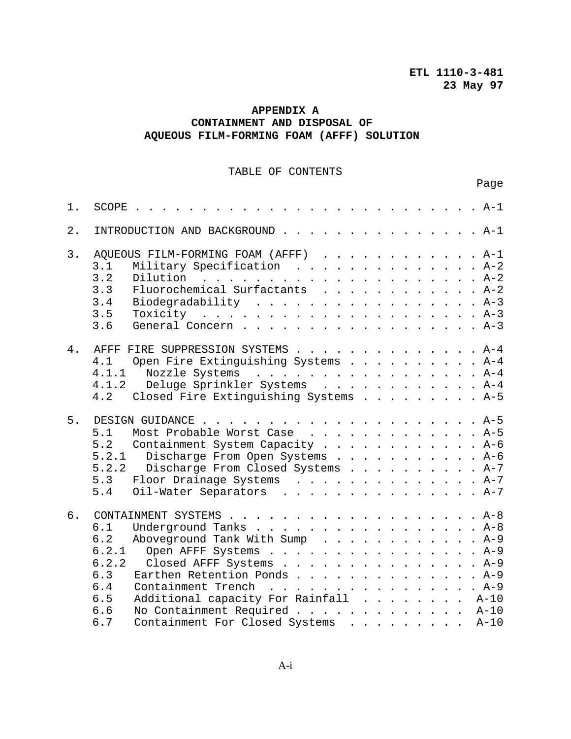ETL 1110-3-481
23 May 97

# APPENDIX A
# CONTAINMENT AND DISPOSAL OF AQUEOUS FILM-FORMING FOAM (AFFF) SOLUTION

## TABLE OF CONTENTS

| | | Page |
|---|---|---|
| 1. | SCOPE | A-1 |
| 2. | INTRODUCTION AND BACKGROUND | A-1 |
| 3. | AQUEOUS FILM-FORMING FOAM (AFFF) | A-1 |
| 3.1 | Military Specification | A-2 |
| 3.2 | Dilution | A-2 |
| 3.3 | Fluorochemical Surfactants | A-2 |
| 3.4 | Biodegradability | A-3 |
| 3.5 | Toxicity | A-3 |
| 3.6 | General Concern | A-3 |
| 4. | AFFF FIRE SUPPRESSION SYSTEMS | A-4 |
| 4.1 | Open Fire Extinguishing Systems | A-4 |
| 4.1.1 | Nozzle Systems | A-4 |
| 4.1.2 | Deluge Sprinkler Systems | A-4 |
| 4.2 | Closed Fire Extinguishing Systems | A-5 |
| 5. | DESIGN GUIDANCE | A-5 |
| 5.1 | Most Probable Worst Case | A-5 |
| 5.2 | Containment System Capacity | A-6 |
| 5.2.1 | Discharge From Open Systems | A-6 |
| 5.2.2 | Discharge From Closed Systems | A-7 |
| 5.3 | Floor Drainage Systems | A-7 |
| 5.4 | Oil-Water Separators | A-7 |
| 6. | CONTAINMENT SYSTEMS | A-8 |
| 6.1 | Underground Tanks | A-8 |
| 6.2 | Aboveground Tank With Sump | A-9 |
| 6.2.1 | Open AFFF Systems | A-9 |
| 6.2.2 | Closed AFFF Systems | A-9 |
| 6.3 | Earthen Retention Ponds | A-9 |
| 6.4 | Containment Trench | A-9 |
| 6.5 | Additional capacity For Rainfall | A-10 |
| 6.6 | No Containment Required | A-10 |
| 6.7 | Containment For Closed Systems | A-10 |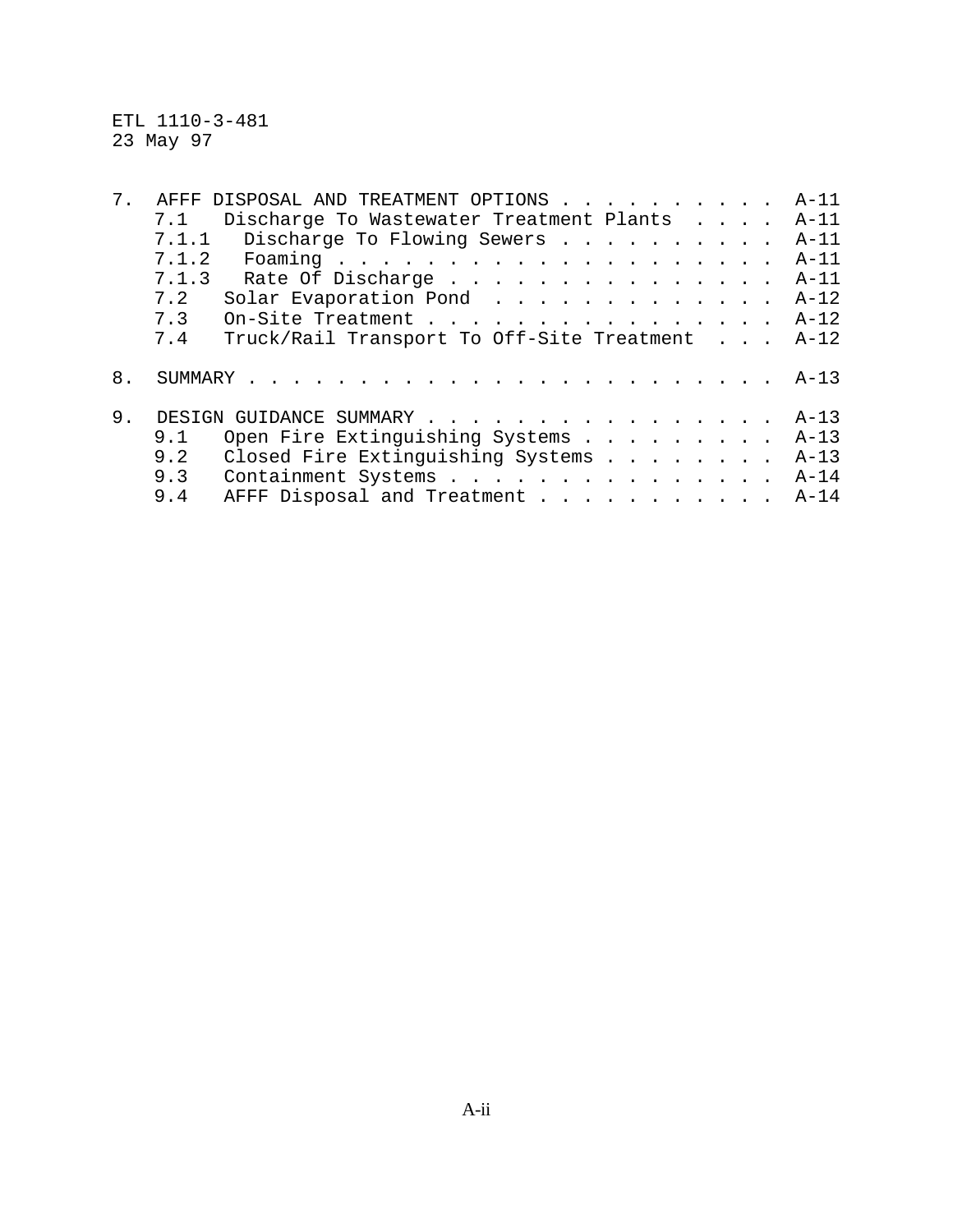| | | |
|---|---|---|
| 7. | AFFF DISPOSAL AND TREATMENT OPTIONS | A-11 |
| 7.1 | Discharge To Wastewater Treatment Plants | A-11 |
| 7.1.1 | Discharge To Flowing Sewers | A-11 |
| 7.1.2 | Foaming | A-11 |
| 7.1.3 | Rate Of Discharge | A-11 |
| 7.2 | Solar Evaporation Pond | A-12 |
| 7.3 | On-Site Treatment | A-12 |
| 7.4 | Truck/Rail Transport To Off-Site Treatment | A-12 |
| 8. | SUMMARY | A-13 |
| 9. | DESIGN GUIDANCE SUMMARY | A-13 |
| 9.1 | Open Fire Extinguishing Systems | A-13 |
| 9.2 | Closed Fire Extinguishing Systems | A-13 |
| 9.3 | Containment Systems | A-14 |
| 9.4 | AFFF Disposal and Treatment | A-14 |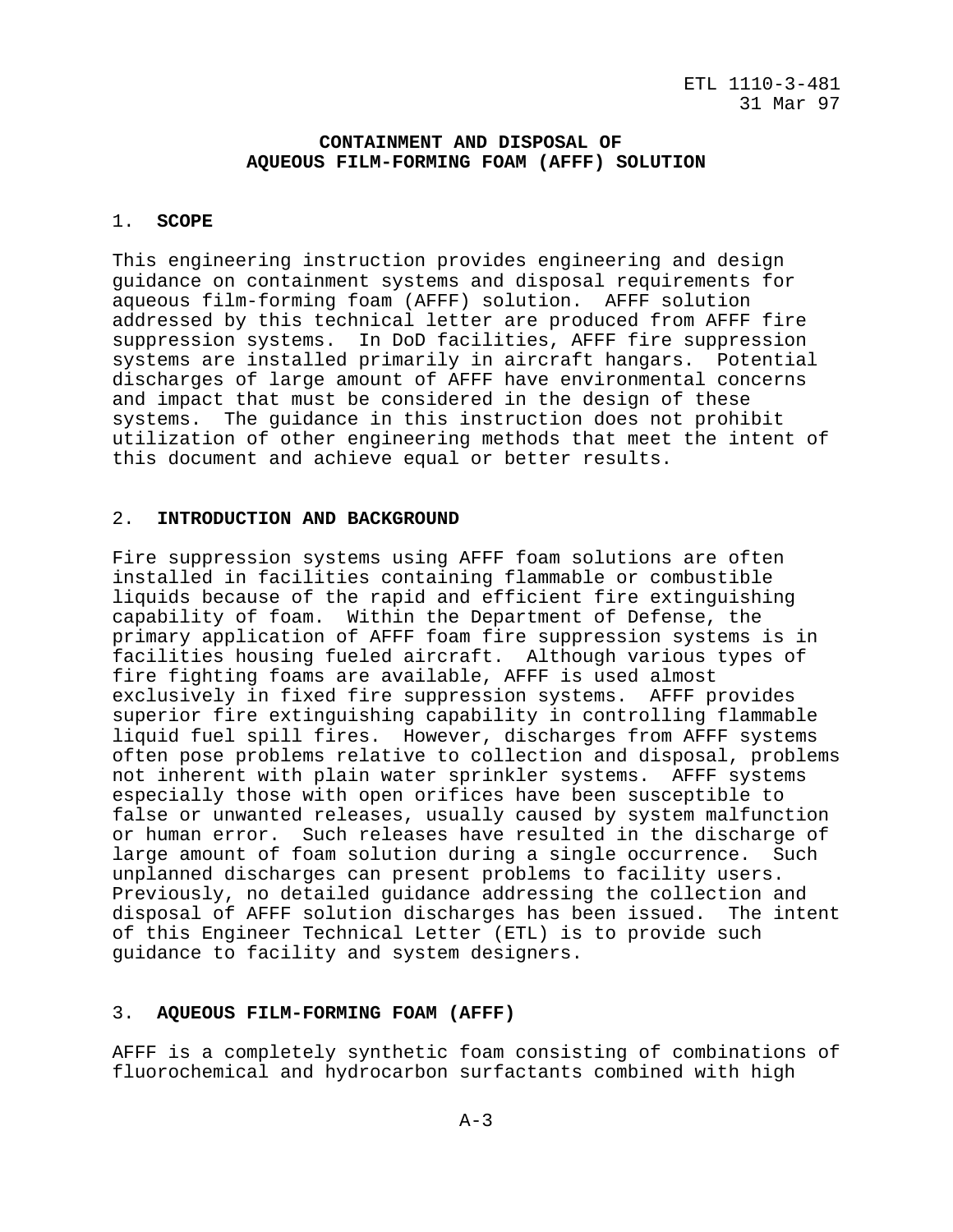# CONTAINMENT AND DISPOSAL OF AQUEOUS FILM-FORMING FOAM (AFFF) SOLUTION

## 1. SCOPE

This engineering instruction provides engineering and design guidance on containment systems and disposal requirements for aqueous film-forming foam (AFFF) solution. AFFF solution addressed by this technical letter are produced from AFFF fire suppression systems. In DoD facilities, AFFF fire suppression systems are installed primarily in aircraft hangars. Potential discharges of large amount of AFFF have environmental concerns and impact that must be considered in the design of these systems. The guidance in this instruction does not prohibit utilization of other engineering methods that meet the intent of this document and achieve equal or better results.

## 2. INTRODUCTION AND BACKGROUND

Fire suppression systems using AFFF foam solutions are often installed in facilities containing flammable or combustible liquids because of the rapid and efficient fire extinguishing capability of foam. Within the Department of Defense, the primary application of AFFF foam fire suppression systems is in facilities housing fueled aircraft. Although various types of fire fighting foams are available, AFFF is used almost exclusively in fixed fire suppression systems. AFFF provides superior fire extinguishing capability in controlling flammable liquid fuel spill fires. However, discharges from AFFF systems often pose problems relative to collection and disposal, problems not inherent with plain water sprinkler systems. AFFF systems especially those with open orifices have been susceptible to false or unwanted releases, usually caused by system malfunction or human error. Such releases have resulted in the discharge of large amount of foam solution during a single occurrence. Such unplanned discharges can present problems to facility users. Previously, no detailed guidance addressing the collection and disposal of AFFF solution discharges has been issued. The intent of this Engineer Technical Letter (ETL) is to provide such guidance to facility and system designers.

## 3. AQUEOUS FILM-FORMING FOAM (AFFF)

AFFF is a completely synthetic foam consisting of combinations of fluorochemical and hydrocarbon surfactants combined with high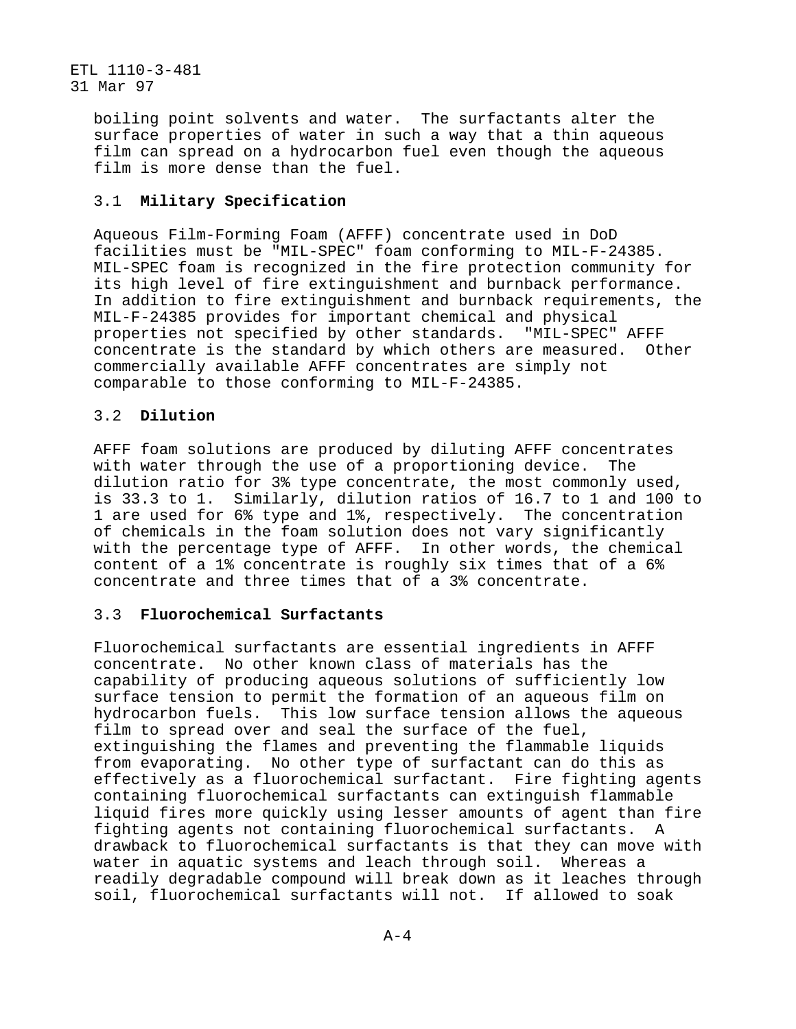boiling point solvents and water. The surfactants alter the surface properties of water in such a way that a thin aqueous film can spread on a hydrocarbon fuel even though the aqueous film is more dense than the fuel.

### 3.1 Military Specification

Aqueous Film-Forming Foam (AFFF) concentrate used in DoD facilities must be "MIL-SPEC" foam conforming to MIL-F-24385. MIL-SPEC foam is recognized in the fire protection community for its high level of fire extinguishment and burnback performance. In addition to fire extinguishment and burnback requirements, the MIL-F-24385 provides for important chemical and physical properties not specified by other standards. "MIL-SPEC" AFFF concentrate is the standard by which others are measured. Other commercially available AFFF concentrates are simply not comparable to those conforming to MIL-F-24385.

### 3.2 Dilution

AFFF foam solutions are produced by diluting AFFF concentrates with water through the use of a proportioning device. The dilution ratio for 3% type concentrate, the most commonly used, is 33.3 to 1. Similarly, dilution ratios of 16.7 to 1 and 100 to 1 are used for 6% type and 1%, respectively. The concentration of chemicals in the foam solution does not vary significantly with the percentage type of AFFF. In other words, the chemical content of a 1% concentrate is roughly six times that of a 6% concentrate and three times that of a 3% concentrate.

### 3.3 Fluorochemical Surfactants

Fluorochemical surfactants are essential ingredients in AFFF concentrate. No other known class of materials has the capability of producing aqueous solutions of sufficiently low surface tension to permit the formation of an aqueous film on hydrocarbon fuels. This low surface tension allows the aqueous film to spread over and seal the surface of the fuel, extinguishing the flames and preventing the flammable liquids from evaporating. No other type of surfactant can do this as effectively as a fluorochemical surfactant. Fire fighting agents containing fluorochemical surfactants can extinguish flammable liquid fires more quickly using lesser amounts of agent than fire fighting agents not containing fluorochemical surfactants. A drawback to fluorochemical surfactants is that they can move with water in aquatic systems and leach through soil. Whereas a readily degradable compound will break down as it leaches through soil, fluorochemical surfactants will not. If allowed to soak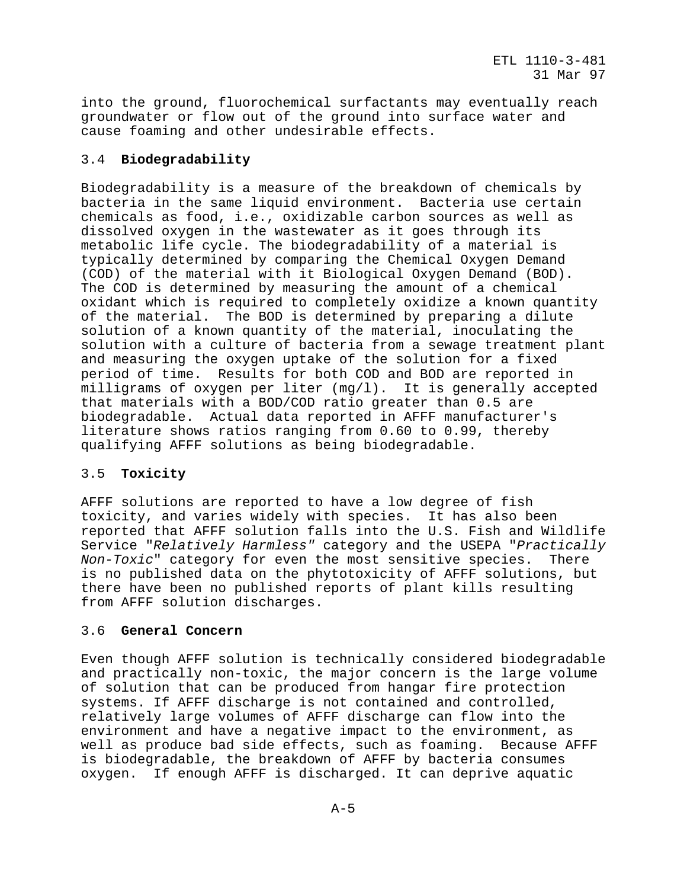into the ground, fluorochemical surfactants may eventually reach groundwater or flow out of the ground into surface water and cause foaming and other undesirable effects.

### 3.4 **Biodegradability**

Biodegradability is a measure of the breakdown of chemicals by bacteria in the same liquid environment. Bacteria use certain chemicals as food, i.e., oxidizable carbon sources as well as dissolved oxygen in the wastewater as it goes through its metabolic life cycle. The biodegradability of a material is typically determined by comparing the Chemical Oxygen Demand (COD) of the material with it Biological Oxygen Demand (BOD). The COD is determined by measuring the amount of a chemical oxidant which is required to completely oxidize a known quantity of the material. The BOD is determined by preparing a dilute solution of a known quantity of the material, inoculating the solution with a culture of bacteria from a sewage treatment plant and measuring the oxygen uptake of the solution for a fixed period of time. Results for both COD and BOD are reported in milligrams of oxygen per liter (mg/l). It is generally accepted that materials with a BOD/COD ratio greater than 0.5 are biodegradable. Actual data reported in AFFF manufacturer's literature shows ratios ranging from 0.60 to 0.99, thereby qualifying AFFF solutions as being biodegradable.

### 3.5 **Toxicity**

AFFF solutions are reported to have a low degree of fish toxicity, and varies widely with species. It has also been reported that AFFF solution falls into the U.S. Fish and Wildlife Service "*Relatively Harmless"* category and the USEPA "*Practically Non-Toxic*" category for even the most sensitive species. There is no published data on the phytotoxicity of AFFF solutions, but there have been no published reports of plant kills resulting from AFFF solution discharges.

### 3.6 **General Concern**

Even though AFFF solution is technically considered biodegradable and practically non-toxic, the major concern is the large volume of solution that can be produced from hangar fire protection systems. If AFFF discharge is not contained and controlled, relatively large volumes of AFFF discharge can flow into the environment and have a negative impact to the environment, as well as produce bad side effects, such as foaming. Because AFFF is biodegradable, the breakdown of AFFF by bacteria consumes oxygen. If enough AFFF is discharged. It can deprive aquatic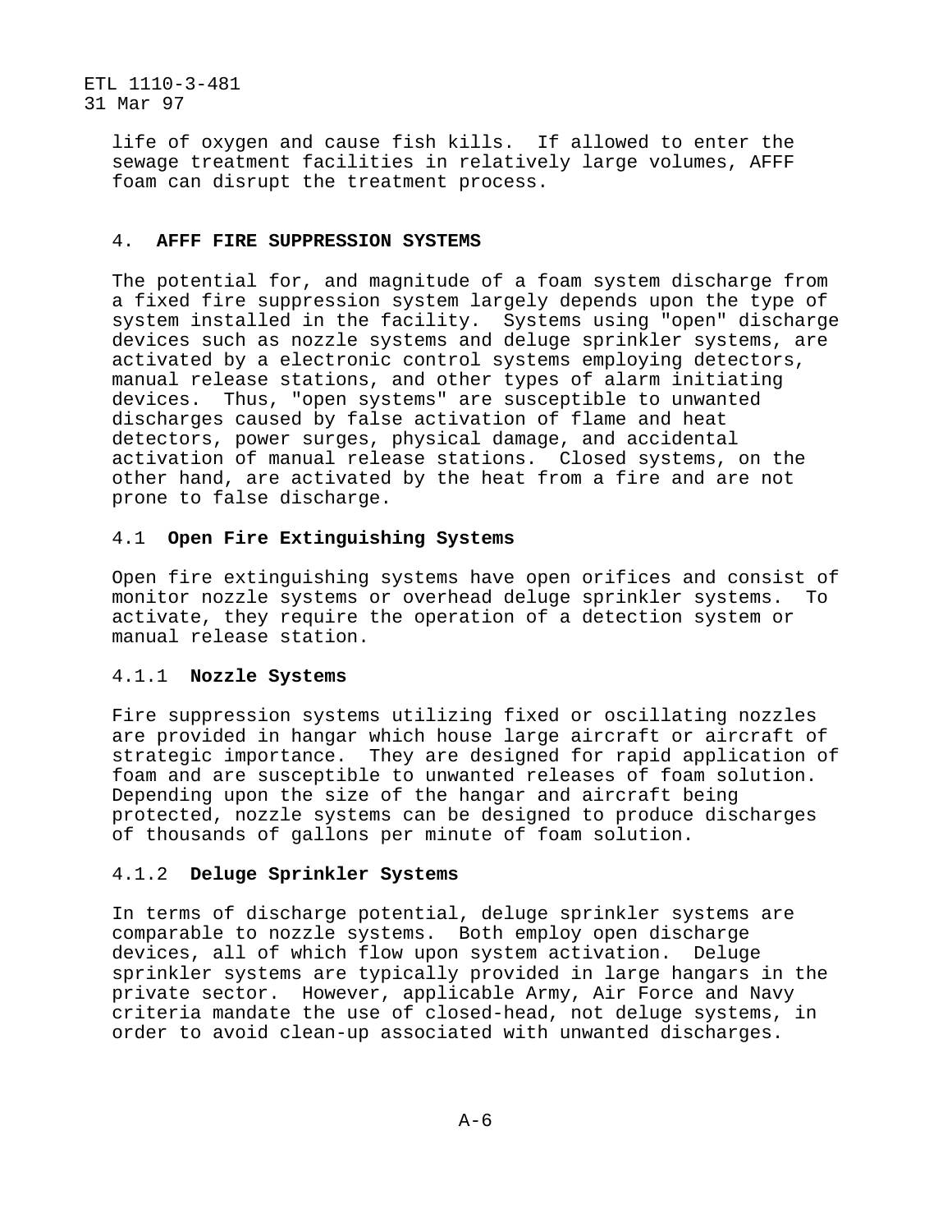life of oxygen and cause fish kills. If allowed to enter the sewage treatment facilities in relatively large volumes, AFFF foam can disrupt the treatment process.

## 4. **AFFF FIRE SUPPRESSION SYSTEMS**

The potential for, and magnitude of a foam system discharge from a fixed fire suppression system largely depends upon the type of system installed in the facility. Systems using "open" discharge devices such as nozzle systems and deluge sprinkler systems, are activated by a electronic control systems employing detectors, manual release stations, and other types of alarm initiating devices. Thus, "open systems" are susceptible to unwanted discharges caused by false activation of flame and heat detectors, power surges, physical damage, and accidental activation of manual release stations. Closed systems, on the other hand, are activated by the heat from a fire and are not prone to false discharge.

### 4.1 **Open Fire Extinguishing Systems**

Open fire extinguishing systems have open orifices and consist of monitor nozzle systems or overhead deluge sprinkler systems. To activate, they require the operation of a detection system or manual release station.

#### 4.1.1 **Nozzle Systems**

Fire suppression systems utilizing fixed or oscillating nozzles are provided in hangar which house large aircraft or aircraft of strategic importance. They are designed for rapid application of foam and are susceptible to unwanted releases of foam solution. Depending upon the size of the hangar and aircraft being protected, nozzle systems can be designed to produce discharges of thousands of gallons per minute of foam solution.

#### 4.1.2 **Deluge Sprinkler Systems**

In terms of discharge potential, deluge sprinkler systems are comparable to nozzle systems. Both employ open discharge devices, all of which flow upon system activation. Deluge sprinkler systems are typically provided in large hangars in the private sector. However, applicable Army, Air Force and Navy criteria mandate the use of closed-head, not deluge systems, in order to avoid clean-up associated with unwanted discharges.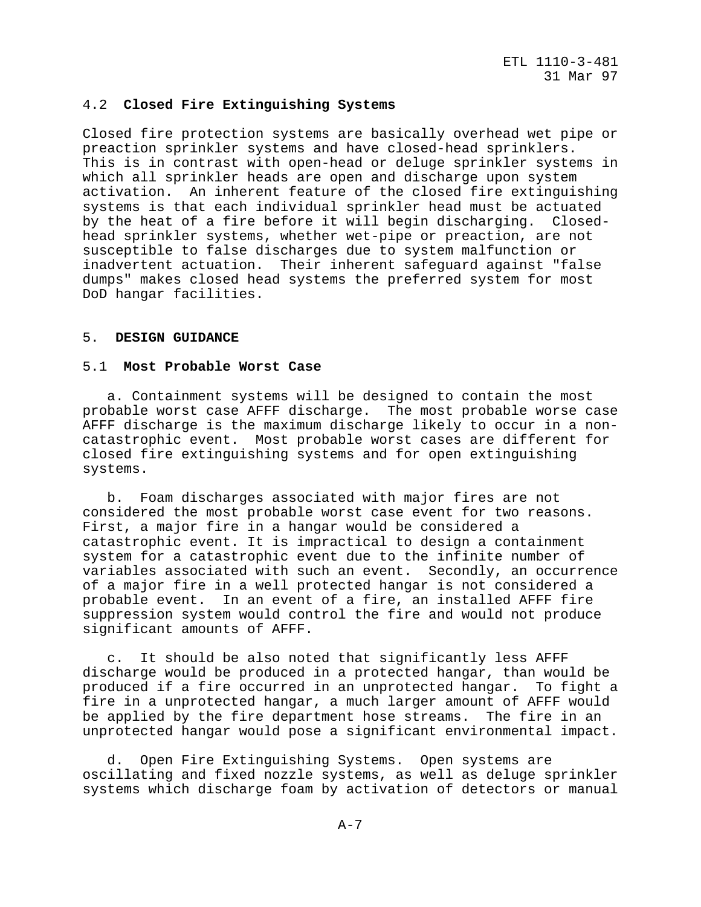### 4.2 **Closed Fire Extinguishing Systems**

Closed fire protection systems are basically overhead wet pipe or preaction sprinkler systems and have closed-head sprinklers. This is in contrast with open-head or deluge sprinkler systems in which all sprinkler heads are open and discharge upon system activation. An inherent feature of the closed fire extinguishing systems is that each individual sprinkler head must be actuated by the heat of a fire before it will begin discharging. Closed-head sprinkler systems, whether wet-pipe or preaction, are not susceptible to false discharges due to system malfunction or inadvertent actuation. Their inherent safeguard against "false dumps" makes closed head systems the preferred system for most DoD hangar facilities.

## 5. **DESIGN GUIDANCE**

### 5.1 **Most Probable Worst Case**

a. Containment systems will be designed to contain the most probable worst case AFFF discharge. The most probable worse case AFFF discharge is the maximum discharge likely to occur in a non-catastrophic event. Most probable worst cases are different for closed fire extinguishing systems and for open extinguishing systems.

b. Foam discharges associated with major fires are not considered the most probable worst case event for two reasons. First, a major fire in a hangar would be considered a catastrophic event. It is impractical to design a containment system for a catastrophic event due to the infinite number of variables associated with such an event. Secondly, an occurrence of a major fire in a well protected hangar is not considered a probable event. In an event of a fire, an installed AFFF fire suppression system would control the fire and would not produce significant amounts of AFFF.

c. It should be also noted that significantly less AFFF discharge would be produced in a protected hangar, than would be produced if a fire occurred in an unprotected hangar. To fight a fire in a unprotected hangar, a much larger amount of AFFF would be applied by the fire department hose streams. The fire in an unprotected hangar would pose a significant environmental impact.

d. Open Fire Extinguishing Systems. Open systems are oscillating and fixed nozzle systems, as well as deluge sprinkler systems which discharge foam by activation of detectors or manual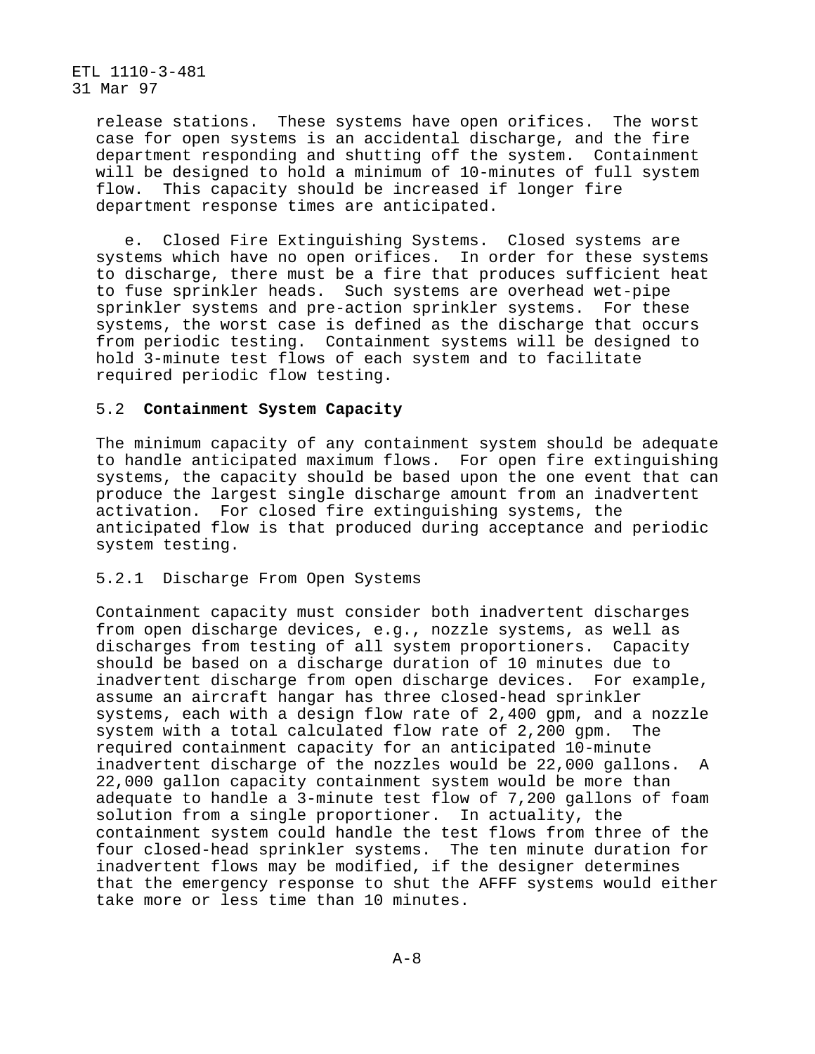release stations. These systems have open orifices. The worst case for open systems is an accidental discharge, and the fire department responding and shutting off the system. Containment will be designed to hold a minimum of 10-minutes of full system flow. This capacity should be increased if longer fire department response times are anticipated.

e. Closed Fire Extinguishing Systems. Closed systems are systems which have no open orifices. In order for these systems to discharge, there must be a fire that produces sufficient heat to fuse sprinkler heads. Such systems are overhead wet-pipe sprinkler systems and pre-action sprinkler systems. For these systems, the worst case is defined as the discharge that occurs from periodic testing. Containment systems will be designed to hold 3-minute test flows of each system and to facilitate required periodic flow testing.

### 5.2 **Containment System Capacity**

The minimum capacity of any containment system should be adequate to handle anticipated maximum flows. For open fire extinguishing systems, the capacity should be based upon the one event that can produce the largest single discharge amount from an inadvertent activation. For closed fire extinguishing systems, the anticipated flow is that produced during acceptance and periodic system testing.

#### 5.2.1 Discharge From Open Systems

Containment capacity must consider both inadvertent discharges from open discharge devices, e.g., nozzle systems, as well as discharges from testing of all system proportioners. Capacity should be based on a discharge duration of 10 minutes due to inadvertent discharge from open discharge devices. For example, assume an aircraft hangar has three closed-head sprinkler systems, each with a design flow rate of 2,400 gpm, and a nozzle system with a total calculated flow rate of 2,200 gpm. The required containment capacity for an anticipated 10-minute inadvertent discharge of the nozzles would be 22,000 gallons. A 22,000 gallon capacity containment system would be more than adequate to handle a 3-minute test flow of 7,200 gallons of foam solution from a single proportioner. In actuality, the containment system could handle the test flows from three of the four closed-head sprinkler systems. The ten minute duration for inadvertent flows may be modified, if the designer determines that the emergency response to shut the AFFF systems would either take more or less time than 10 minutes.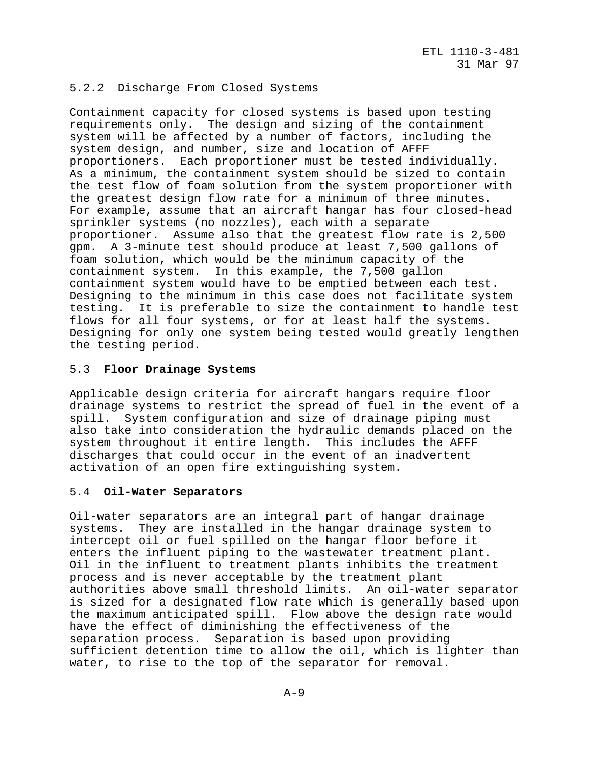### 5.2.2 Discharge From Closed Systems

Containment capacity for closed systems is based upon testing requirements only. The design and sizing of the containment system will be affected by a number of factors, including the system design, and number, size and location of AFFF proportioners. Each proportioner must be tested individually. As a minimum, the containment system should be sized to contain the test flow of foam solution from the system proportioner with the greatest design flow rate for a minimum of three minutes. For example, assume that an aircraft hangar has four closed-head sprinkler systems (no nozzles), each with a separate proportioner. Assume also that the greatest flow rate is 2,500 gpm. A 3-minute test should produce at least 7,500 gallons of foam solution, which would be the minimum capacity of the containment system. In this example, the 7,500 gallon containment system would have to be emptied between each test. Designing to the minimum in this case does not facilitate system testing. It is preferable to size the containment to handle test flows for all four systems, or for at least half the systems. Designing for only one system being tested would greatly lengthen the testing period.

## 5.3 **Floor Drainage Systems**

Applicable design criteria for aircraft hangars require floor drainage systems to restrict the spread of fuel in the event of a spill. System configuration and size of drainage piping must also take into consideration the hydraulic demands placed on the system throughout it entire length. This includes the AFFF discharges that could occur in the event of an inadvertent activation of an open fire extinguishing system.

## 5.4 **Oil-Water Separators**

Oil-water separators are an integral part of hangar drainage systems. They are installed in the hangar drainage system to intercept oil or fuel spilled on the hangar floor before it enters the influent piping to the wastewater treatment plant. Oil in the influent to treatment plants inhibits the treatment process and is never acceptable by the treatment plant authorities above small threshold limits. An oil-water separator is sized for a designated flow rate which is generally based upon the maximum anticipated spill. Flow above the design rate would have the effect of diminishing the effectiveness of the separation process. Separation is based upon providing sufficient detention time to allow the oil, which is lighter than water, to rise to the top of the separator for removal.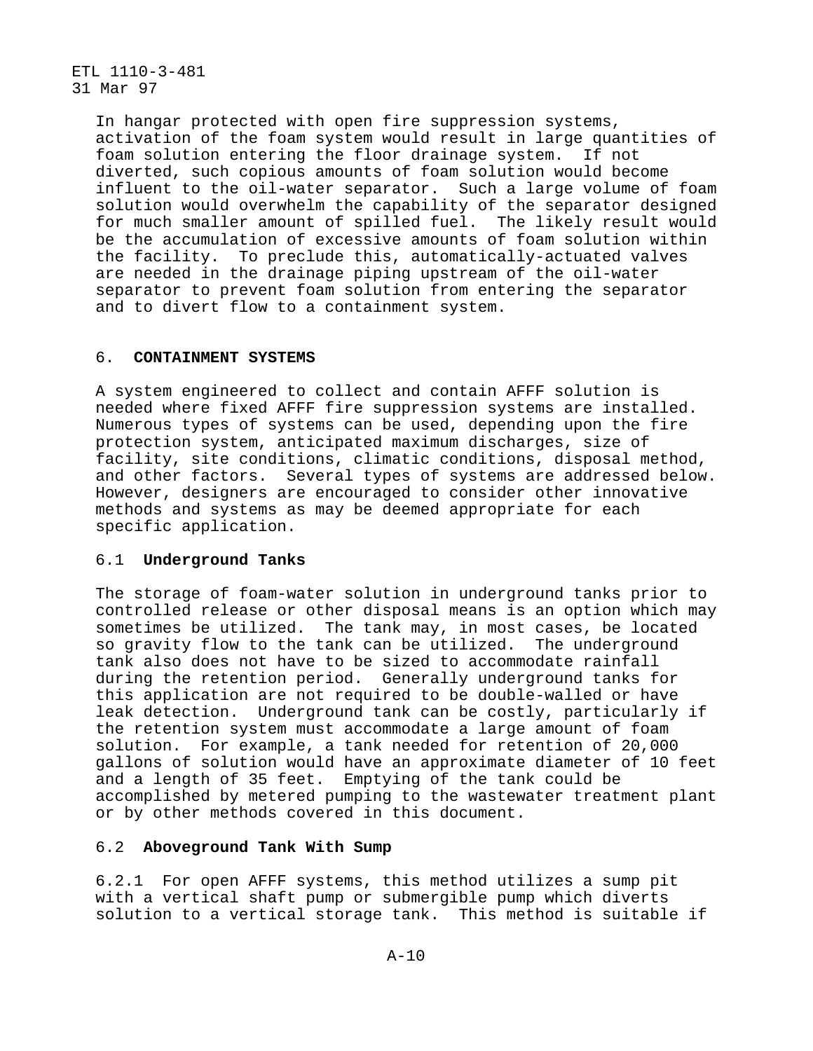In hangar protected with open fire suppression systems, activation of the foam system would result in large quantities of foam solution entering the floor drainage system. If not diverted, such copious amounts of foam solution would become influent to the oil-water separator. Such a large volume of foam solution would overwhelm the capability of the separator designed for much smaller amount of spilled fuel. The likely result would be the accumulation of excessive amounts of foam solution within the facility. To preclude this, automatically-actuated valves are needed in the drainage piping upstream of the oil-water separator to prevent foam solution from entering the separator and to divert flow to a containment system.

## 6. CONTAINMENT SYSTEMS

A system engineered to collect and contain AFFF solution is needed where fixed AFFF fire suppression systems are installed. Numerous types of systems can be used, depending upon the fire protection system, anticipated maximum discharges, size of facility, site conditions, climatic conditions, disposal method, and other factors. Several types of systems are addressed below. However, designers are encouraged to consider other innovative methods and systems as may be deemed appropriate for each specific application.

### 6.1 Underground Tanks

The storage of foam-water solution in underground tanks prior to controlled release or other disposal means is an option which may sometimes be utilized. The tank may, in most cases, be located so gravity flow to the tank can be utilized. The underground tank also does not have to be sized to accommodate rainfall during the retention period. Generally underground tanks for this application are not required to be double-walled or have leak detection. Underground tank can be costly, particularly if the retention system must accommodate a large amount of foam solution. For example, a tank needed for retention of 20,000 gallons of solution would have an approximate diameter of 10 feet and a length of 35 feet. Emptying of the tank could be accomplished by metered pumping to the wastewater treatment plant or by other methods covered in this document.

### 6.2 Aboveground Tank With Sump

6.2.1 For open AFFF systems, this method utilizes a sump pit with a vertical shaft pump or submergible pump which diverts solution to a vertical storage tank. This method is suitable if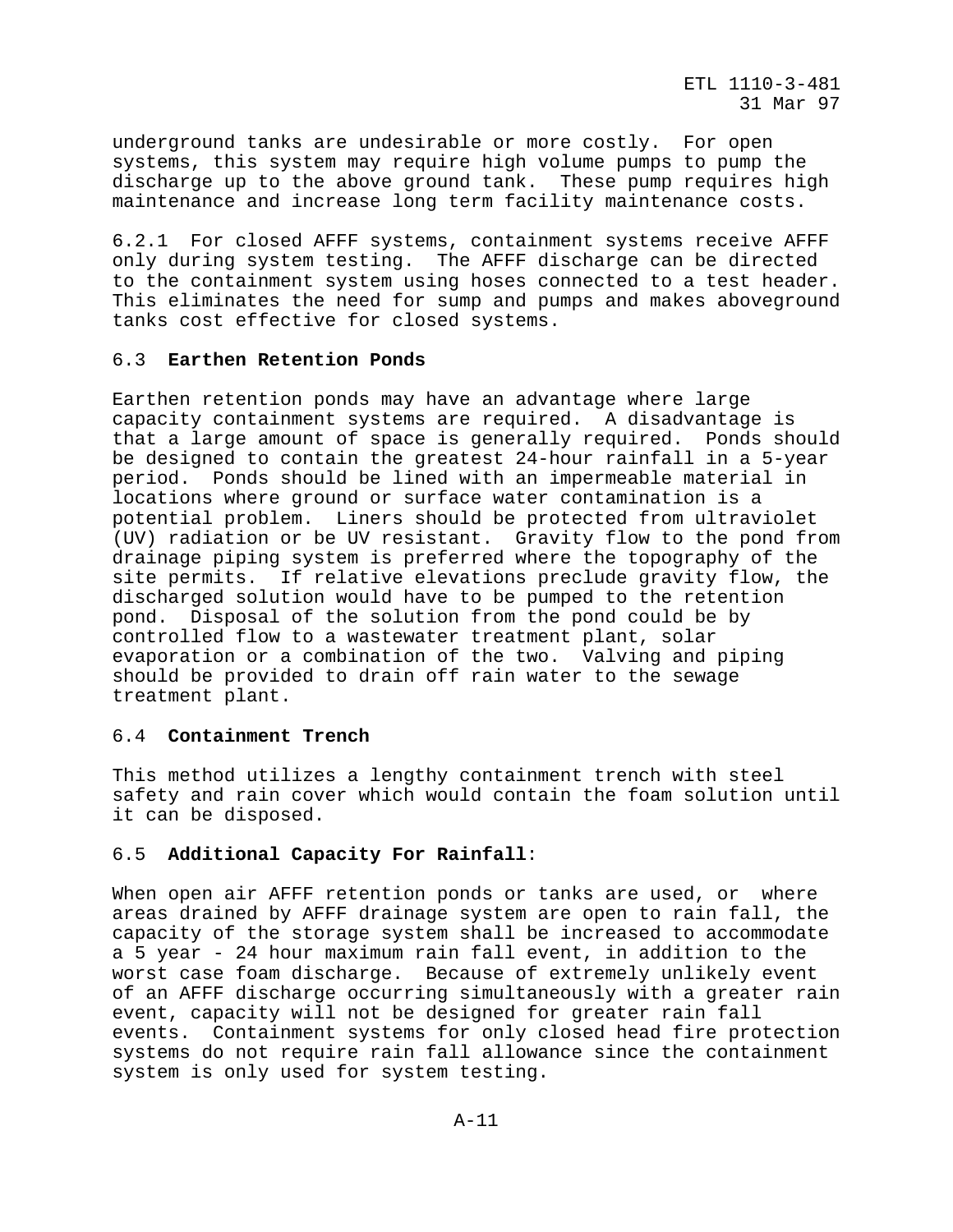underground tanks are undesirable or more costly. For open systems, this system may require high volume pumps to pump the discharge up to the above ground tank. These pump requires high maintenance and increase long term facility maintenance costs.

6.2.1 For closed AFFF systems, containment systems receive AFFF only during system testing. The AFFF discharge can be directed to the containment system using hoses connected to a test header. This eliminates the need for sump and pumps and makes aboveground tanks cost effective for closed systems.

6.3 **Earthen Retention Ponds**

Earthen retention ponds may have an advantage where large capacity containment systems are required. A disadvantage is that a large amount of space is generally required. Ponds should be designed to contain the greatest 24-hour rainfall in a 5-year period. Ponds should be lined with an impermeable material in locations where ground or surface water contamination is a potential problem. Liners should be protected from ultraviolet (UV) radiation or be UV resistant. Gravity flow to the pond from drainage piping system is preferred where the topography of the site permits. If relative elevations preclude gravity flow, the discharged solution would have to be pumped to the retention pond. Disposal of the solution from the pond could be by controlled flow to a wastewater treatment plant, solar evaporation or a combination of the two. Valving and piping should be provided to drain off rain water to the sewage treatment plant.

6.4 **Containment Trench**

This method utilizes a lengthy containment trench with steel safety and rain cover which would contain the foam solution until it can be disposed.

6.5 **Additional Capacity For Rainfall**:

When open air AFFF retention ponds or tanks are used, or where areas drained by AFFF drainage system are open to rain fall, the capacity of the storage system shall be increased to accommodate a 5 year - 24 hour maximum rain fall event, in addition to the worst case foam discharge. Because of extremely unlikely event of an AFFF discharge occurring simultaneously with a greater rain event, capacity will not be designed for greater rain fall events. Containment systems for only closed head fire protection systems do not require rain fall allowance since the containment system is only used for system testing.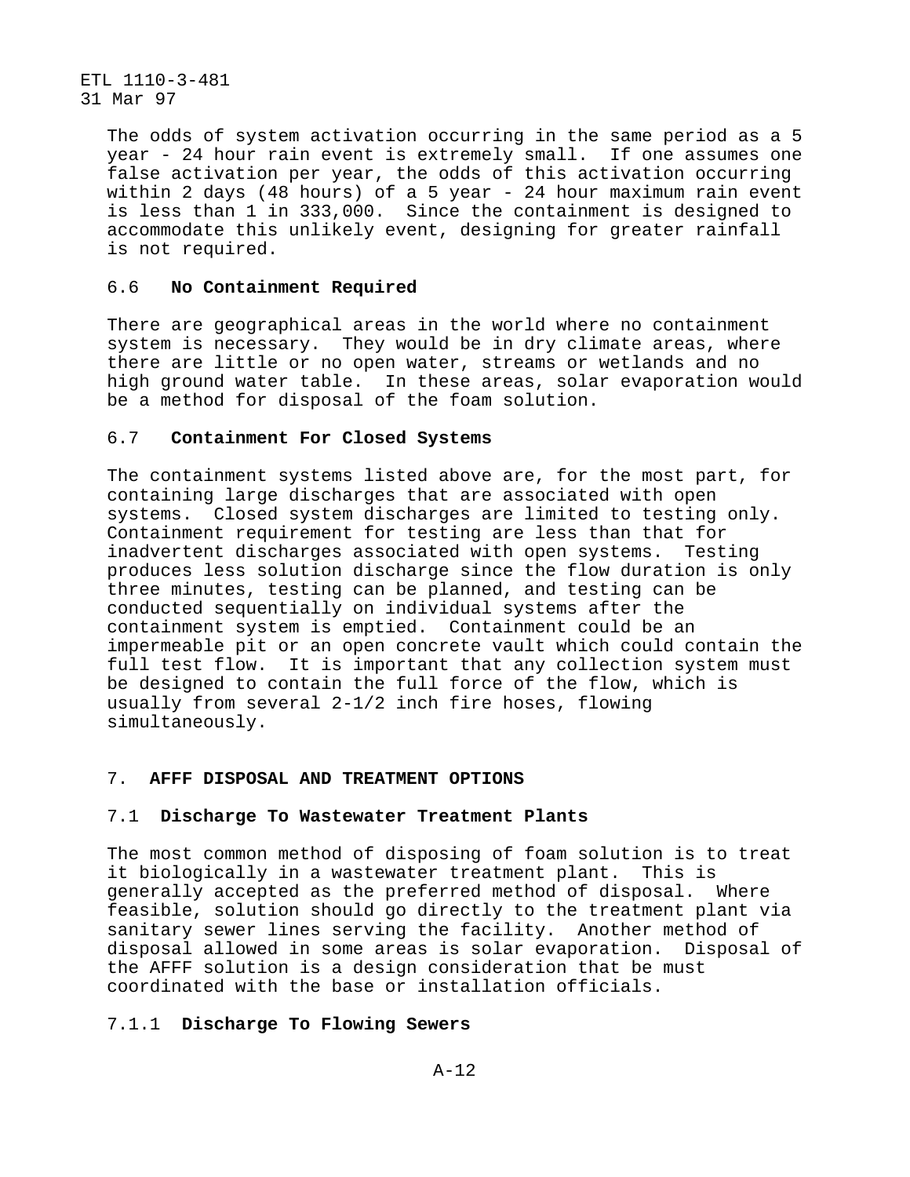The odds of system activation occurring in the same period as a 5 year - 24 hour rain event is extremely small. If one assumes one false activation per year, the odds of this activation occurring within 2 days (48 hours) of a 5 year - 24 hour maximum rain event is less than 1 in 333,000. Since the containment is designed to accommodate this unlikely event, designing for greater rainfall is not required.

### 6.6 **No Containment Required**

There are geographical areas in the world where no containment system is necessary. They would be in dry climate areas, where there are little or no open water, streams or wetlands and no high ground water table. In these areas, solar evaporation would be a method for disposal of the foam solution.

### 6.7 **Containment For Closed Systems**

The containment systems listed above are, for the most part, for containing large discharges that are associated with open systems. Closed system discharges are limited to testing only. Containment requirement for testing are less than that for inadvertent discharges associated with open systems. Testing produces less solution discharge since the flow duration is only three minutes, testing can be planned, and testing can be conducted sequentially on individual systems after the containment system is emptied. Containment could be an impermeable pit or an open concrete vault which could contain the full test flow. It is important that any collection system must be designed to contain the full force of the flow, which is usually from several 2-1/2 inch fire hoses, flowing simultaneously.

## 7. **AFFF DISPOSAL AND TREATMENT OPTIONS**

### 7.1 **Discharge To Wastewater Treatment Plants**

The most common method of disposing of foam solution is to treat it biologically in a wastewater treatment plant. This is generally accepted as the preferred method of disposal. Where feasible, solution should go directly to the treatment plant via sanitary sewer lines serving the facility. Another method of disposal allowed in some areas is solar evaporation. Disposal of the AFFF solution is a design consideration that be must coordinated with the base or installation officials.

#### 7.1.1 **Discharge To Flowing Sewers**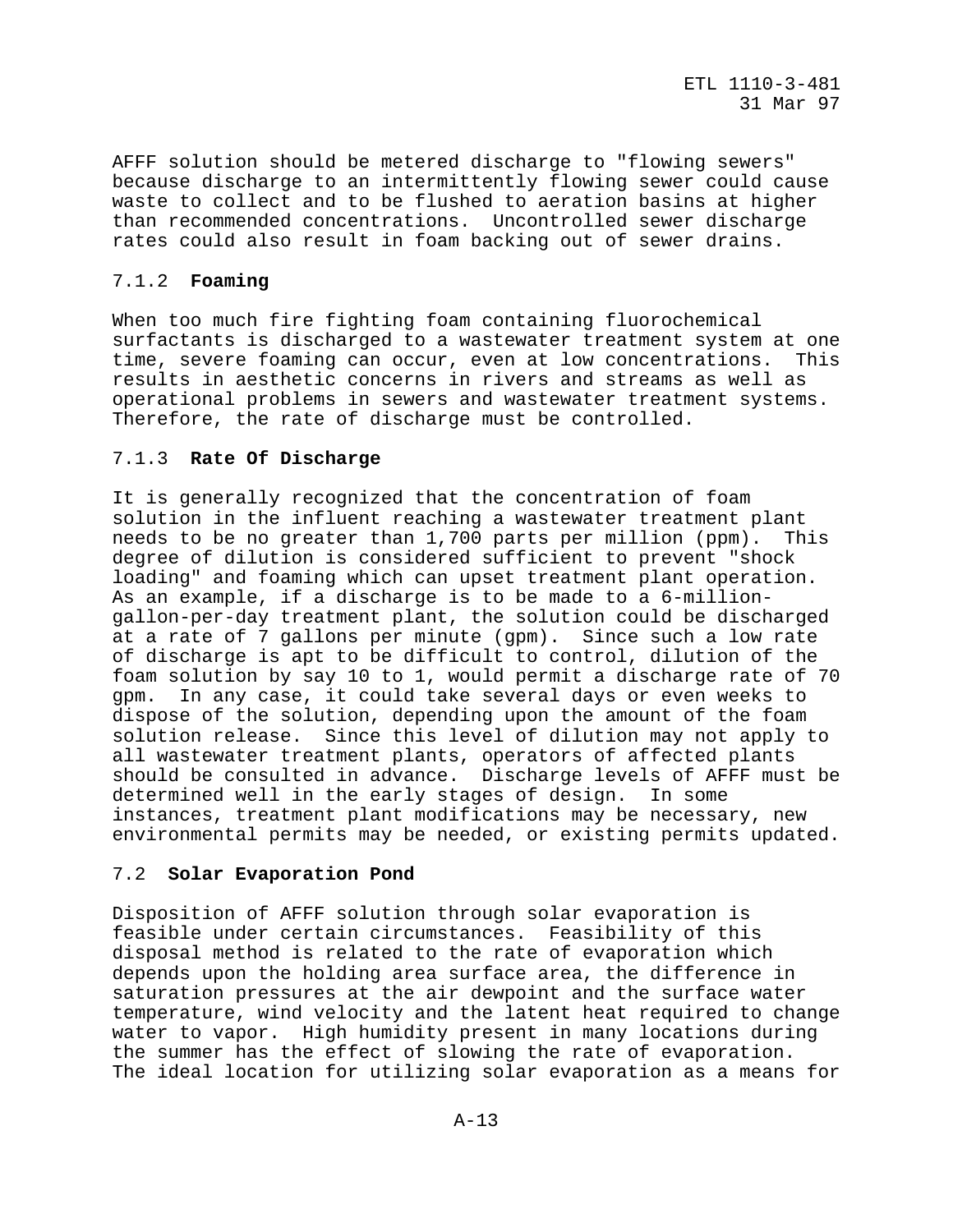AFFF solution should be metered discharge to "flowing sewers" because discharge to an intermittently flowing sewer could cause waste to collect and to be flushed to aeration basins at higher than recommended concentrations. Uncontrolled sewer discharge rates could also result in foam backing out of sewer drains.

### 7.1.2 **Foaming**

When too much fire fighting foam containing fluorochemical surfactants is discharged to a wastewater treatment system at one time, severe foaming can occur, even at low concentrations. This results in aesthetic concerns in rivers and streams as well as operational problems in sewers and wastewater treatment systems. Therefore, the rate of discharge must be controlled.

### 7.1.3 **Rate Of Discharge**

It is generally recognized that the concentration of foam solution in the influent reaching a wastewater treatment plant needs to be no greater than 1,700 parts per million (ppm). This degree of dilution is considered sufficient to prevent "shock loading" and foaming which can upset treatment plant operation. As an example, if a discharge is to be made to a 6-million-gallon-per-day treatment plant, the solution could be discharged at a rate of 7 gallons per minute (gpm). Since such a low rate of discharge is apt to be difficult to control, dilution of the foam solution by say 10 to 1, would permit a discharge rate of 70 gpm. In any case, it could take several days or even weeks to dispose of the solution, depending upon the amount of the foam solution release. Since this level of dilution may not apply to all wastewater treatment plants, operators of affected plants should be consulted in advance. Discharge levels of AFFF must be determined well in the early stages of design. In some instances, treatment plant modifications may be necessary, new environmental permits may be needed, or existing permits updated.

## 7.2 **Solar Evaporation Pond**

Disposition of AFFF solution through solar evaporation is feasible under certain circumstances. Feasibility of this disposal method is related to the rate of evaporation which depends upon the holding area surface area, the difference in saturation pressures at the air dewpoint and the surface water temperature, wind velocity and the latent heat required to change water to vapor. High humidity present in many locations during the summer has the effect of slowing the rate of evaporation. The ideal location for utilizing solar evaporation as a means for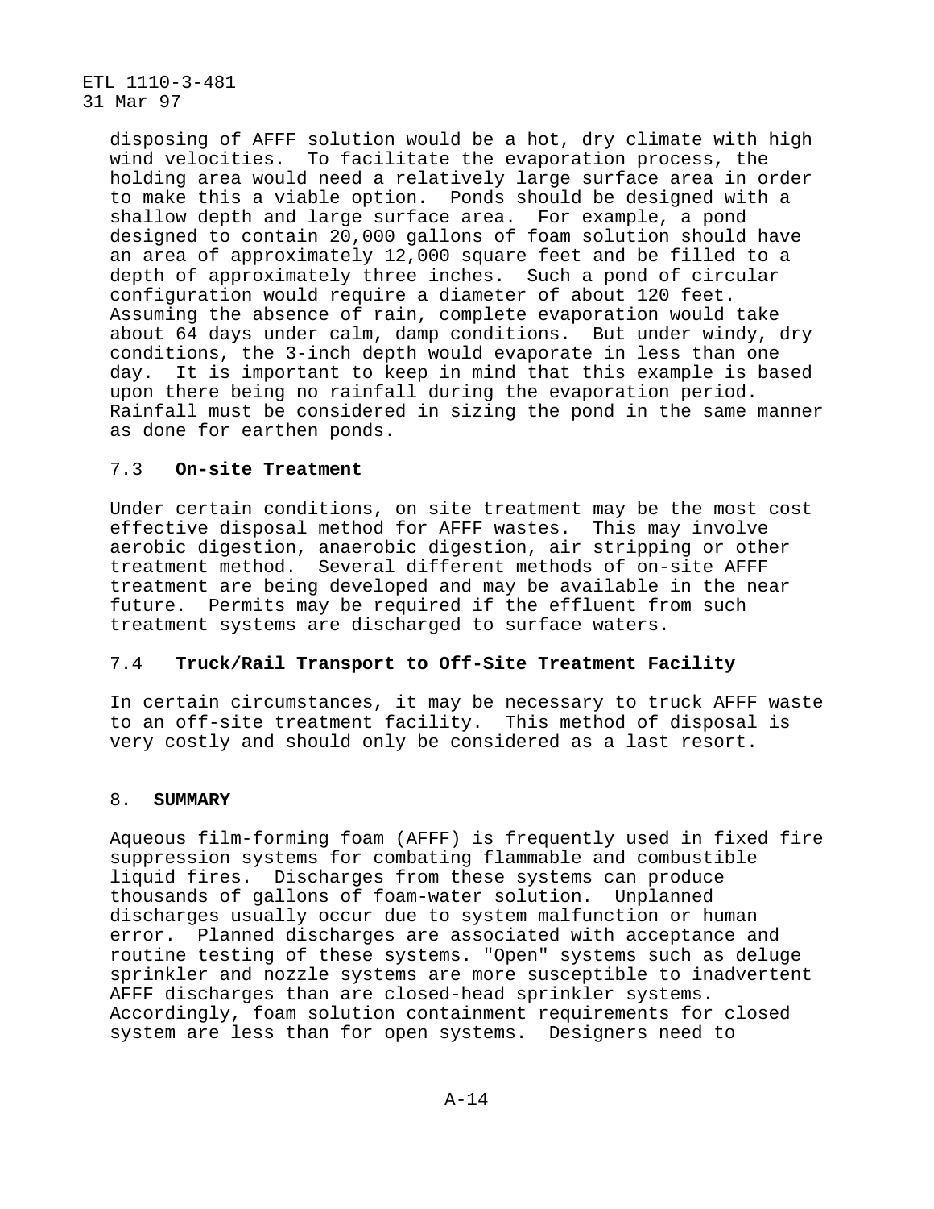disposing of AFFF solution would be a hot, dry climate with high wind velocities. To facilitate the evaporation process, the holding area would need a relatively large surface area in order to make this a viable option. Ponds should be designed with a shallow depth and large surface area. For example, a pond designed to contain 20,000 gallons of foam solution should have an area of approximately 12,000 square feet and be filled to a depth of approximately three inches. Such a pond of circular configuration would require a diameter of about 120 feet. Assuming the absence of rain, complete evaporation would take about 64 days under calm, damp conditions. But under windy, dry conditions, the 3-inch depth would evaporate in less than one day. It is important to keep in mind that this example is based upon there being no rainfall during the evaporation period. Rainfall must be considered in sizing the pond in the same manner as done for earthen ponds.

### 7.3 **On-site Treatment**

Under certain conditions, on site treatment may be the most cost effective disposal method for AFFF wastes. This may involve aerobic digestion, anaerobic digestion, air stripping or other treatment method. Several different methods of on-site AFFF treatment are being developed and may be available in the near future. Permits may be required if the effluent from such treatment systems are discharged to surface waters.

### 7.4 **Truck/Rail Transport to Off-Site Treatment Facility**

In certain circumstances, it may be necessary to truck AFFF waste to an off-site treatment facility. This method of disposal is very costly and should only be considered as a last resort.

## 8. **SUMMARY**

Aqueous film-forming foam (AFFF) is frequently used in fixed fire suppression systems for combating flammable and combustible liquid fires. Discharges from these systems can produce thousands of gallons of foam-water solution. Unplanned discharges usually occur due to system malfunction or human error. Planned discharges are associated with acceptance and routine testing of these systems. "Open" systems such as deluge sprinkler and nozzle systems are more susceptible to inadvertent AFFF discharges than are closed-head sprinkler systems. Accordingly, foam solution containment requirements for closed system are less than for open systems. Designers need to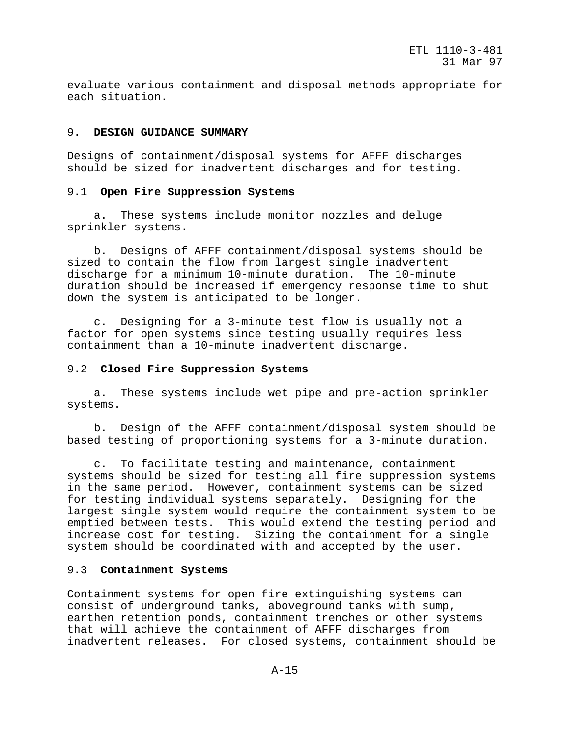evaluate various containment and disposal methods appropriate for each situation.

## 9. DESIGN GUIDANCE SUMMARY

Designs of containment/disposal systems for AFFF discharges should be sized for inadvertent discharges and for testing.

### 9.1 Open Fire Suppression Systems

a. These systems include monitor nozzles and deluge sprinkler systems.

b. Designs of AFFF containment/disposal systems should be sized to contain the flow from largest single inadvertent discharge for a minimum 10-minute duration. The 10-minute duration should be increased if emergency response time to shut down the system is anticipated to be longer.

c. Designing for a 3-minute test flow is usually not a factor for open systems since testing usually requires less containment than a 10-minute inadvertent discharge.

### 9.2 Closed Fire Suppression Systems

a. These systems include wet pipe and pre-action sprinkler systems.

b. Design of the AFFF containment/disposal system should be based testing of proportioning systems for a 3-minute duration.

c. To facilitate testing and maintenance, containment systems should be sized for testing all fire suppression systems in the same period. However, containment systems can be sized for testing individual systems separately. Designing for the largest single system would require the containment system to be emptied between tests. This would extend the testing period and increase cost for testing. Sizing the containment for a single system should be coordinated with and accepted by the user.

### 9.3 Containment Systems

Containment systems for open fire extinguishing systems can consist of underground tanks, aboveground tanks with sump, earthen retention ponds, containment trenches or other systems that will achieve the containment of AFFF discharges from inadvertent releases. For closed systems, containment should be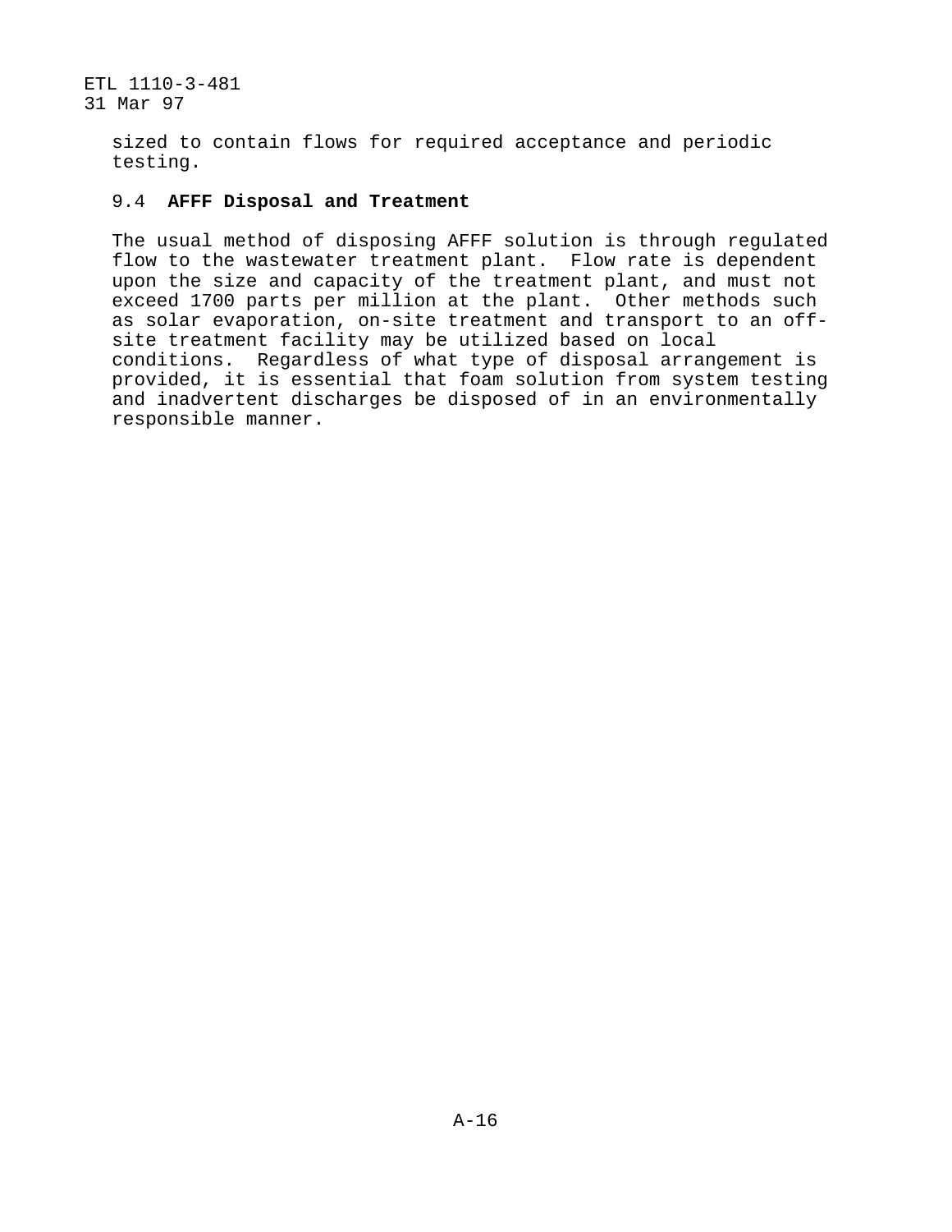sized to contain flows for required acceptance and periodic testing.

### 9.4 **AFFF Disposal and Treatment**

The usual method of disposing AFFF solution is through regulated flow to the wastewater treatment plant. Flow rate is dependent upon the size and capacity of the treatment plant, and must not exceed 1700 parts per million at the plant. Other methods such as solar evaporation, on-site treatment and transport to an off-site treatment facility may be utilized based on local conditions. Regardless of what type of disposal arrangement is provided, it is essential that foam solution from system testing and inadvertent discharges be disposed of in an environmentally responsible manner.